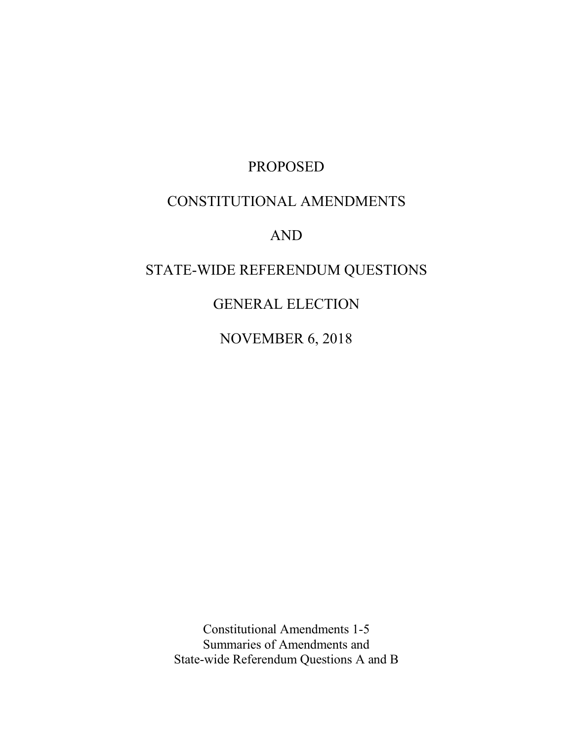# PROPOSED

# CONSTITUTIONAL AMENDMENTS

# AND

# STATE-WIDE REFERENDUM QUESTIONS

# GENERAL ELECTION

# NOVEMBER 6, 2018

Constitutional Amendments 1-5
Summaries of Amendments and
State-wide Referendum Questions A and B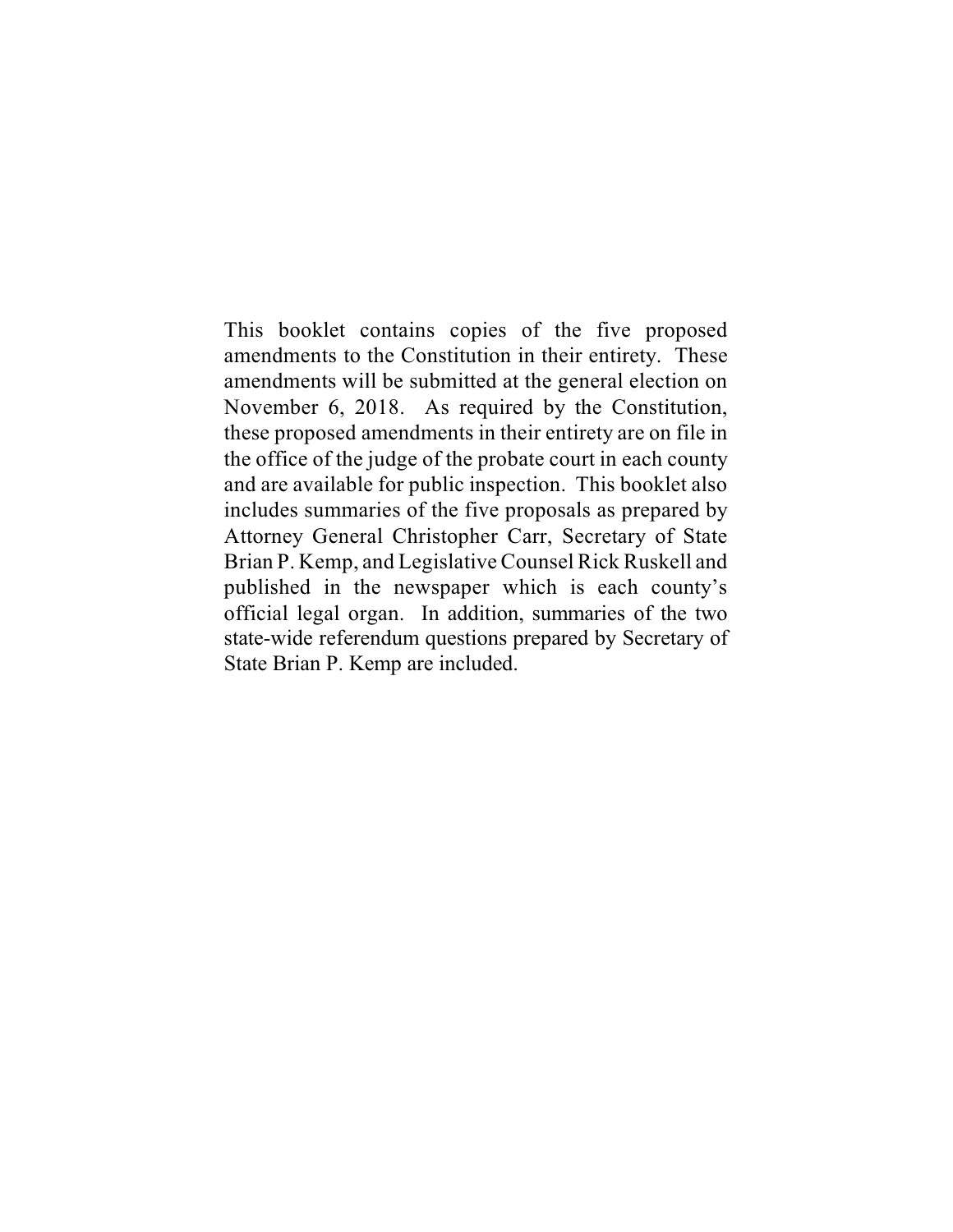This booklet contains copies of the five proposed amendments to the Constitution in their entirety. These amendments will be submitted at the general election on November 6, 2018. As required by the Constitution, these proposed amendments in their entirety are on file in the office of the judge of the probate court in each county and are available for public inspection. This booklet also includes summaries of the five proposals as prepared by Attorney General Christopher Carr, Secretary of State Brian P. Kemp, and Legislative Counsel Rick Ruskell and published in the newspaper which is each county's official legal organ. In addition, summaries of the two state-wide referendum questions prepared by Secretary of State Brian P. Kemp are included.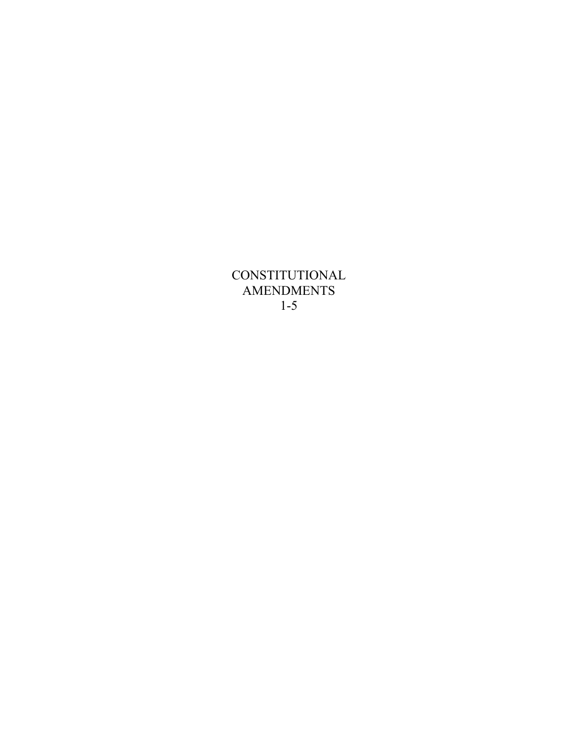# CONSTITUTIONAL AMENDMENTS 1-5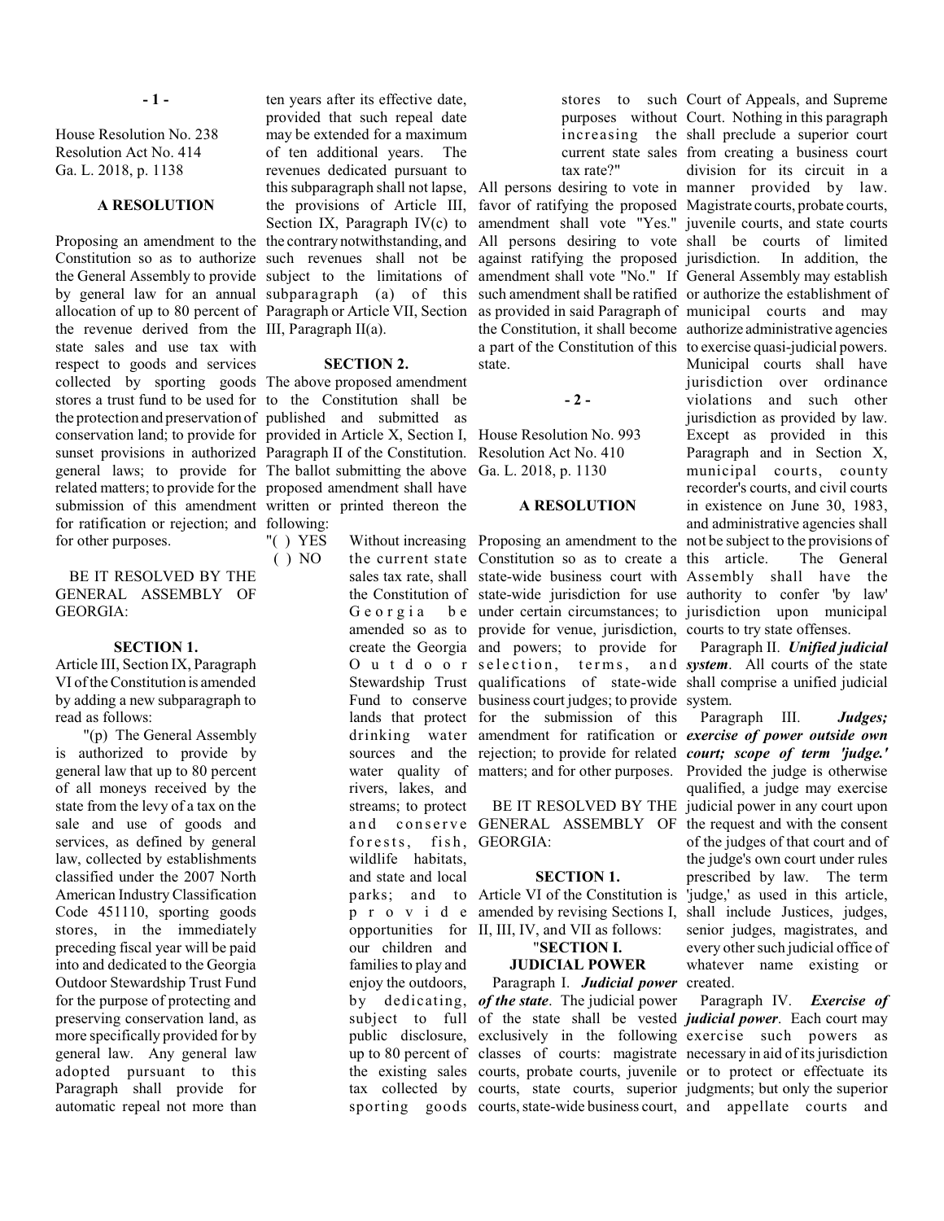**- 1 -**

House Resolution No. 238
Resolution Act No. 414
Ga. L. 2018, p. 1138

## A RESOLUTION

Proposing an amendment to the Constitution so as to authorize the General Assembly to provide by general law for an annual allocation of up to 80 percent of the revenue derived from the state sales and use tax with respect to goods and services collected by sporting goods stores a trust fund to be used for the protection and preservation of conservation land; to provide for sunset provisions in authorized general laws; to provide for related matters; to provide for the submission of this amendment for ratification or rejection; and for other purposes.

BE IT RESOLVED BY THE GENERAL ASSEMBLY OF GEORGIA:

### SECTION 1.

Article III, Section IX, Paragraph VI of the Constitution is amended by adding a new subparagraph to read as follows:

"(p) The General Assembly is authorized to provide by general law that up to 80 percent of all moneys received by the state from the levy of a tax on the sale and use of goods and services, as defined by general law, collected by establishments classified under the 2007 North American Industry Classification Code 451110, sporting goods stores, in the immediately preceding fiscal year will be paid into and dedicated to the Georgia Outdoor Stewardship Trust Fund for the purpose of protecting and preserving conservation land, as more specifically provided for by general law. Any general law adopted pursuant to this Paragraph shall provide for automatic repeal not more than ten years after its effective date, provided that such repeal date may be extended for a maximum of ten additional years. The revenues dedicated pursuant to this subparagraph shall not lapse, the provisions of Article III, Section IX, Paragraph IV(c) to the contrary notwithstanding, and such revenues shall not be subject to the limitations of subparagraph (a) of this Paragraph or Article VII, Section III, Paragraph II(a).

### SECTION 2.

The above proposed amendment to the Constitution shall be published and submitted as provided in Article X, Section I, Paragraph II of the Constitution. The ballot submitting the above proposed amendment shall have written or printed thereon the following:

"( ) YES
( ) NO

Without increasing the current state sales tax rate, shall the Constitution of Georgia be amended so as to create the Georgia Outdoor Stewardship Trust Fund to conserve lands that protect drinking water sources and the water quality of rivers, lakes, and streams; to protect and conserve forests, fish, wildlife habitats, and state and local parks; and to provide opportunities for our children and families to play and enjoy the outdoors, by dedicating, subject to full public disclosure, up to 80 percent of the existing sales tax collected by sporting goods stores to such purposes without increasing the current state sales tax rate?"

All persons desiring to vote in favor of ratifying the proposed amendment shall vote "Yes." All persons desiring to vote against ratifying the proposed amendment shall vote "No." If such amendment shall be ratified as provided in said Paragraph of the Constitution, it shall become a part of the Constitution of this state.

**- 2 -**

House Resolution No. 993
Resolution Act No. 410
Ga. L. 2018, p. 1130

## A RESOLUTION

Proposing an amendment to the Constitution so as to create a state-wide business court with state-wide jurisdiction for use under certain circumstances; to provide for venue, jurisdiction, and powers; to provide for selection, terms, and qualifications of state-wide business court judges; to provide for the submission of this amendment for ratification or rejection; to provide for related matters; and for other purposes.

BE IT RESOLVED BY THE GENERAL ASSEMBLY OF GEORGIA:

### SECTION 1.

Article VI of the Constitution is amended by revising Sections I, II, III, IV, and VII as follows:

"**SECTION I.**
**JUDICIAL POWER**

Paragraph I. ***Judicial power of the state***. The judicial power of the state shall be vested exclusively in the following classes of courts: magistrate courts, probate courts, juvenile courts, state courts, superior courts, state-wide business court, Court of Appeals, and Supreme Court. Nothing in this paragraph shall preclude a superior court from creating a business court division for its circuit in a manner provided by law. Magistrate courts, probate courts, juvenile courts, and state courts shall be courts of limited jurisdiction. In addition, the General Assembly may establish or authorize the establishment of municipal courts and may authorize administrative agencies to exercise quasi-judicial powers. Municipal courts shall have jurisdiction over ordinance violations and such other jurisdiction as provided by law. Except as provided in this Paragraph and in Section X, municipal courts, county recorder's courts, and civil courts in existence on June 30, 1983, and administrative agencies shall not be subject to the provisions of this article. The General Assembly shall have the authority to confer 'by law' jurisdiction upon municipal courts to try state offenses.

Paragraph II. ***Unified judicial system***. All courts of the state shall comprise a unified judicial system.

Paragraph III. ***Judges; exercise of power outside own court; scope of term 'judge.'*** Provided the judge is otherwise qualified, a judge may exercise judicial power in any court upon the request and with the consent of the judges of that court and of the judge's own court under rules prescribed by law. The term 'judge,' as used in this article, shall include Justices, judges, senior judges, magistrates, and every other such judicial office of whatever name existing or created.

Paragraph IV. ***Exercise of judicial power***. Each court may exercise such powers as necessary in aid of its jurisdiction or to protect or effectuate its judgments; but only the superior and appellate courts and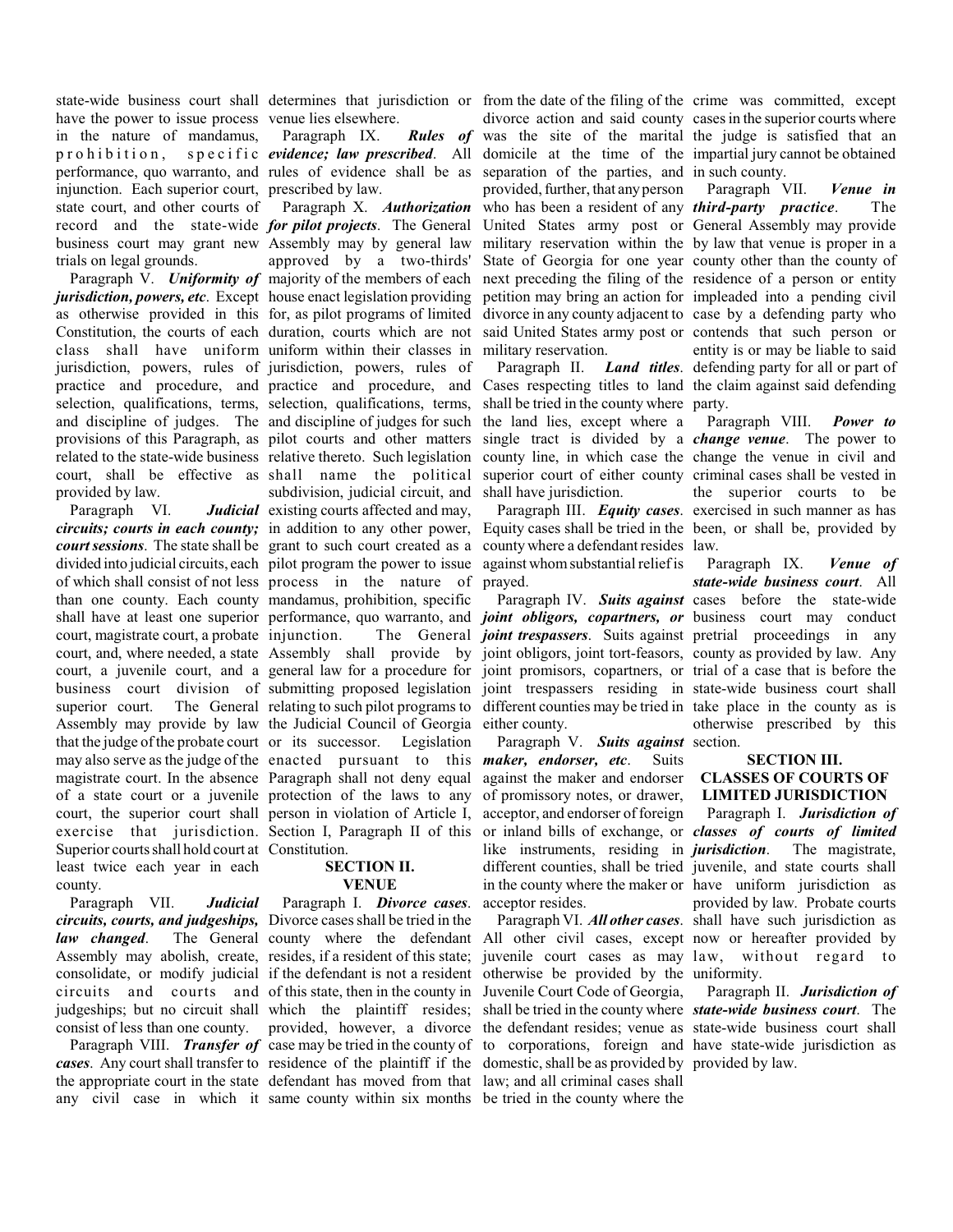state-wide business court shall have the power to issue process in the nature of mandamus, prohibition, specific performance, quo warranto, and injunction. Each superior court, state court, and other courts of record and the state-wide business court may grant new trials on legal grounds.

Paragraph V. ***Uniformity of jurisdiction, powers, etc***. Except as otherwise provided in this Constitution, the courts of each class shall have uniform jurisdiction, powers, rules of practice and procedure, and selection, qualifications, terms, and discipline of judges. The provisions of this Paragraph, as related to the state-wide business court, shall be effective as provided by law.

Paragraph VI. ***Judicial circuits; courts in each county; court sessions***. The state shall be divided into judicial circuits, each of which shall consist of not less than one county. Each county shall have at least one superior court, magistrate court, a probate court, and, where needed, a state court, a juvenile court, and a business court division of superior court. The General Assembly may provide by law that the judge of the probate court may also serve as the judge of the magistrate court. In the absence of a state court or a juvenile court, the superior court shall exercise that jurisdiction. Superior courts shall hold court at least twice each year in each county.

Paragraph VII. ***Judicial circuits, courts, and judgeships, law changed***. The General Assembly may abolish, create, consolidate, or modify judicial circuits and courts and judgeships; but no circuit shall consist of less than one county.

Paragraph VIII. ***Transfer of cases***. Any court shall transfer to the appropriate court in the state any civil case in which it determines that jurisdiction or venue lies elsewhere.

Paragraph IX. ***Rules of evidence; law prescribed***. All rules of evidence shall be as prescribed by law.

Paragraph X. ***Authorization for pilot projects***. The General Assembly may by general law approved by a two-thirds' majority of the members of each house enact legislation providing for, as pilot programs of limited duration, courts which are not uniform within their classes in jurisdiction, powers, rules of practice and procedure, and selection, qualifications, terms, and discipline of judges for such pilot courts and other matters relative thereto. Such legislation shall name the political subdivision, judicial circuit, and existing courts affected and may, in addition to any other power, grant to such court created as a pilot program the power to issue process in the nature of mandamus, prohibition, specific performance, quo warranto, and injunction. The General Assembly shall provide by general law for a procedure for submitting proposed legislation relating to such pilot programs to the Judicial Council of Georgia or its successor. Legislation enacted pursuant to this Paragraph shall not deny equal protection of the laws to any person in violation of Article I, Section I, Paragraph II of this Constitution.

## SECTION II.
## VENUE

Paragraph I. ***Divorce cases***. Divorce cases shall be tried in the county where the defendant resides, if a resident of this state; if the defendant is not a resident of this state, then in the county in which the plaintiff resides; provided, however, a divorce case may be tried in the county of residence of the plaintiff if the defendant has moved from that same county within six months from the date of the filing of the divorce action and said county was the site of the marital domicile at the time of the separation of the parties, and provided, further, that any person who has been a resident of any United States army post or military reservation within the State of Georgia for one year next preceding the filing of the petition may bring an action for divorce in any county adjacent to said United States army post or military reservation.

Paragraph II. ***Land titles***. Cases respecting titles to land shall be tried in the county where the land lies, except where a single tract is divided by a county line, in which case the superior court of either county shall have jurisdiction.

Paragraph III. ***Equity cases***. Equity cases shall be tried in the county where a defendant resides against whom substantial relief is prayed.

Paragraph IV. ***Suits against joint obligors, copartners, or joint trespassers***. Suits against joint obligors, joint tort-feasors, joint promisors, copartners, or joint trespassers residing in different counties may be tried in either county.

Paragraph V. ***Suits against maker, endorser, etc***. Suits against the maker and endorser of promissory notes, or drawer, acceptor, and endorser of foreign or inland bills of exchange, or like instruments, residing in different counties, shall be tried in the county where the maker or acceptor resides.

Paragraph VI. ***All other cases***. All other civil cases, except juvenile court cases as may otherwise be provided by the Juvenile Court Code of Georgia, shall be tried in the county where the defendant resides; venue as to corporations, foreign and domestic, shall be as provided by law; and all criminal cases shall be tried in the county where the crime was committed, except cases in the superior courts where the judge is satisfied that an impartial jury cannot be obtained in such county.

Paragraph VII. ***Venue in third-party practice***. The General Assembly may provide by law that venue is proper in a county other than the county of residence of a person or entity impleaded into a pending civil case by a defending party who contends that such person or entity is or may be liable to said defending party for all or part of the claim against said defending party.

Paragraph VIII. ***Power to change venue***. The power to change the venue in civil and criminal cases shall be vested in the superior courts to be exercised in such manner as has been, or shall be, provided by law.

Paragraph IX. ***Venue of state-wide business court***. All cases before the state-wide business court may conduct pretrial proceedings in any county as provided by law. Any trial of a case that is before the state-wide business court shall take place in the county as is otherwise prescribed by this section.

## SECTION III.
## CLASSES OF COURTS OF LIMITED JURISDICTION

Paragraph I. ***Jurisdiction of classes of courts of limited jurisdiction***. The magistrate, juvenile, and state courts shall have uniform jurisdiction as provided by law. Probate courts shall have such jurisdiction as now or hereafter provided by law, without regard to uniformity.

Paragraph II. ***Jurisdiction of state-wide business court***. The state-wide business court shall have state-wide jurisdiction as provided by law.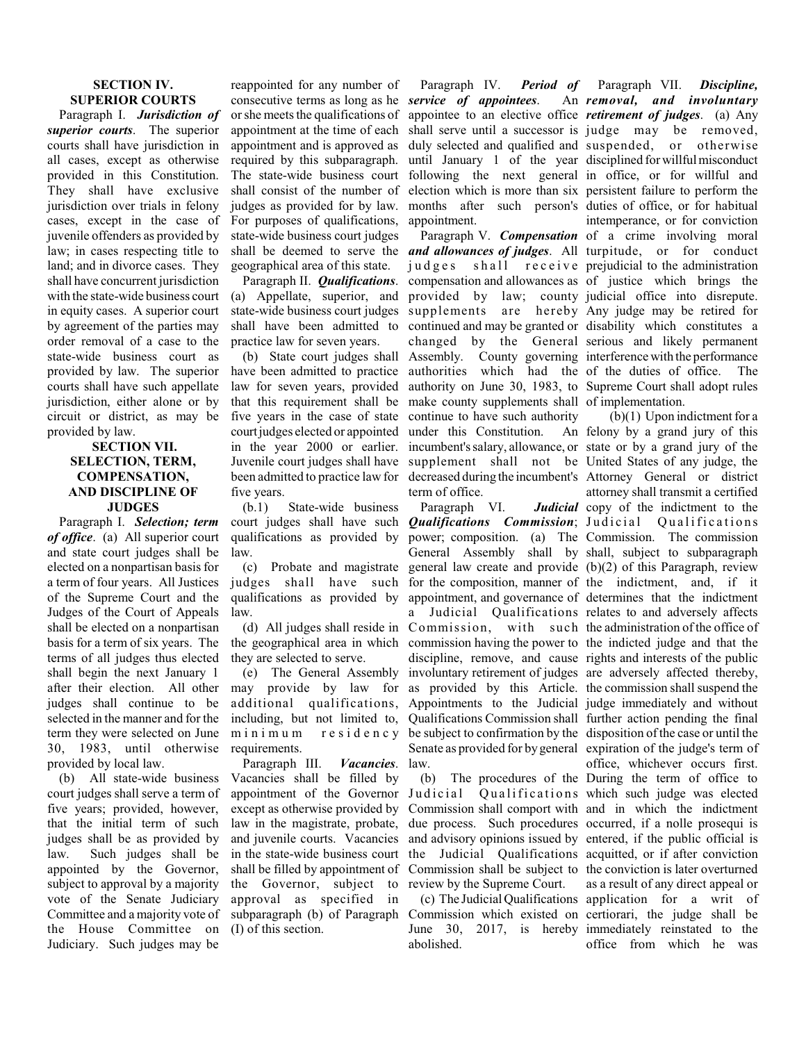## SECTION IV. SUPERIOR COURTS

Paragraph I. ***Jurisdiction of superior courts***. The superior courts shall have jurisdiction in all cases, except as otherwise provided in this Constitution. They shall have exclusive jurisdiction over trials in felony cases, except in the case of juvenile offenders as provided by law; in cases respecting title to land; and in divorce cases. They shall have concurrent jurisdiction with the state-wide business court in equity cases. A superior court by agreement of the parties may order removal of a case to the state-wide business court as provided by law. The superior courts shall have such appellate jurisdiction, either alone or by circuit or district, as may be provided by law.

## SECTION VII. SELECTION, TERM, COMPENSATION, AND DISCIPLINE OF JUDGES

Paragraph I. ***Selection; term of office***. (a) All superior court and state court judges shall be elected on a nonpartisan basis for a term of four years. All Justices of the Supreme Court and the Judges of the Court of Appeals shall be elected on a nonpartisan basis for a term of six years. The terms of all judges thus elected shall begin the next January 1 after their election. All other judges shall continue to be selected in the manner and for the term they were selected on June 30, 1983, until otherwise provided by local law.

(b) All state-wide business court judges shall serve a term of five years; provided, however, that the initial term of such judges shall be as provided by law. Such judges shall be appointed by the Governor, subject to approval by a majority vote of the Senate Judiciary Committee and a majority vote of the House Committee on Judiciary. Such judges may be reappointed for any number of consecutive terms as long as he or she meets the qualifications of appointment at the time of each appointment and is approved as required by this subparagraph. The state-wide business court shall consist of the number of judges as provided for by law. For purposes of qualifications, state-wide business court judges shall be deemed to serve the geographical area of this state.

Paragraph II. ***Qualifications***. (a) Appellate, superior, and state-wide business court judges shall have been admitted to practice law for seven years.

(b) State court judges shall have been admitted to practice law for seven years, provided that this requirement shall be five years in the case of state court judges elected or appointed in the year 2000 or earlier. Juvenile court judges shall have been admitted to practice law for five years.

(b.1) State-wide business court judges shall have such qualifications as provided by law.

(c) Probate and magistrate judges shall have such qualifications as provided by law.

(d) All judges shall reside in the geographical area in which they are selected to serve.

(e) The General Assembly may provide by law for additional qualifications, including, but not limited to, minimum residency requirements.

Paragraph III. ***Vacancies***. Vacancies shall be filled by appointment of the Governor except as otherwise provided by law in the magistrate, probate, and juvenile courts. Vacancies in the state-wide business court shall be filled by appointment of the Governor, subject to approval as specified in subparagraph (b) of Paragraph (I) of this section.

Paragraph IV. ***Period of service of appointees***. An appointee to an elective office shall serve until a successor is duly selected and qualified and until January 1 of the year following the next general election which is more than six months after such person's appointment.

Paragraph V. ***Compensation and allowances of judges***. All judges shall receive compensation and allowances as provided by law; county supplements are hereby continued and may be granted or changed by the General Assembly. County governing authorities which had the authority on June 30, 1983, to make county supplements shall continue to have such authority under this Constitution. An incumbent's salary, allowance, or supplement shall not be decreased during the incumbent's term of office.

Paragraph VI. ***Judicial Qualifications Commission***; power; composition. (a) The General Assembly shall by general law create and provide for the composition, manner of appointment, and governance of a Judicial Qualifications Commission, with such commission having the power to discipline, remove, and cause involuntary retirement of judges as provided by this Article. Appointments to the Judicial Qualifications Commission shall be subject to confirmation by the Senate as provided for by general law.

(b) The procedures of the Judicial Qualifications Commission shall comport with due process. Such procedures and advisory opinions issued by the Judicial Qualifications Commission shall be subject to review by the Supreme Court.

(c) The Judicial Qualifications Commission which existed on June 30, 2017, is hereby abolished.

Paragraph VII. ***Discipline, removal, and involuntary retirement of judges***. (a) Any judge may be removed, suspended, or otherwise disciplined for willful misconduct in office, or for willful and persistent failure to perform the duties of office, or for habitual intemperance, or for conviction of a crime involving moral turpitude, or for conduct prejudicial to the administration of justice which brings the judicial office into disrepute. Any judge may be retired for disability which constitutes a serious and likely permanent interference with the performance of the duties of office. The Supreme Court shall adopt rules of implementation.

(b)(1) Upon indictment for a felony by a grand jury of this state or by a grand jury of the United States of any judge, the Attorney General or district attorney shall transmit a certified copy of the indictment to the Judicial Qualifications Commission. The commission shall, subject to subparagraph (b)(2) of this Paragraph, review the indictment, and, if it determines that the indictment relates to and adversely affects the administration of the office of the indicted judge and that the rights and interests of the public are adversely affected thereby, the commission shall suspend the judge immediately and without further action pending the final disposition of the case or until the expiration of the judge's term of office, whichever occurs first. During the term of office to which such judge was elected and in which the indictment occurred, if a nolle prosequi is entered, if the public official is acquitted, or if after conviction the conviction is later overturned as a result of any direct appeal or application for a writ of certiorari, the judge shall be immediately reinstated to the office from which he was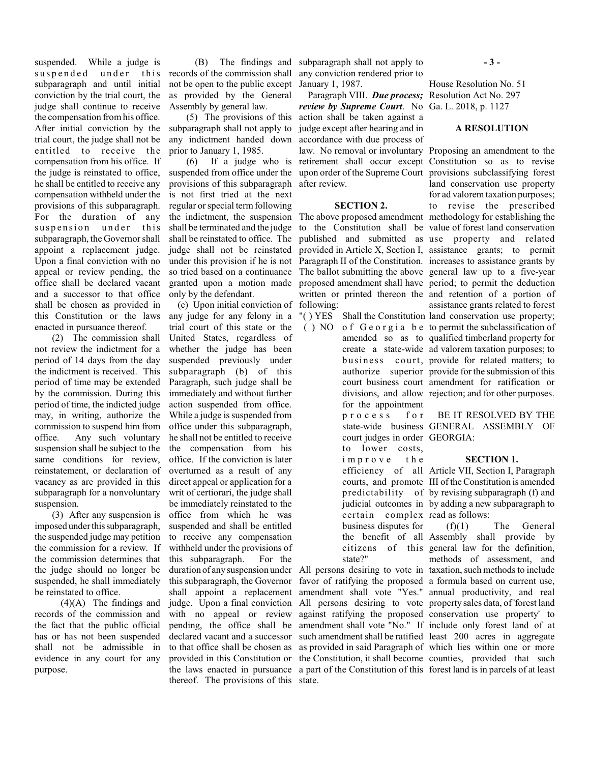suspended. While a judge is suspended under this subparagraph and until initial conviction by the trial court, the judge shall continue to receive the compensation from his office. After initial conviction by the trial court, the judge shall not be entitled to receive the compensation from his office. If the judge is reinstated to office, he shall be entitled to receive any compensation withheld under the provisions of this subparagraph. For the duration of any suspension under this subparagraph, the Governor shall appoint a replacement judge. Upon a final conviction with no appeal or review pending, the office shall be declared vacant and a successor to that office shall be chosen as provided in this Constitution or the laws enacted in pursuance thereof.

(2) The commission shall not review the indictment for a period of 14 days from the day the indictment is received. This period of time may be extended by the commission. During this period of time, the indicted judge may, in writing, authorize the commission to suspend him from office. Any such voluntary suspension shall be subject to the same conditions for review, reinstatement, or declaration of vacancy as are provided in this subparagraph for a nonvoluntary suspension.

(3) After any suspension is imposed under this subparagraph, the suspended judge may petition the commission for a review. If the commission determines that the judge should no longer be suspended, he shall immediately be reinstated to office.

(4)(A) The findings and records of the commission and the fact that the public official has or has not been suspended shall not be admissible in evidence in any court for any purpose.

(B) The findings and records of the commission shall not be open to the public except as provided by the General Assembly by general law.

(5) The provisions of this subparagraph shall not apply to any indictment handed down prior to January 1, 1985.

(6) If a judge who is suspended from office under the provisions of this subparagraph is not first tried at the next regular or special term following the indictment, the suspension shall be terminated and the judge shall be reinstated to office. The judge shall not be reinstated under this provision if he is not so tried based on a continuance granted upon a motion made only by the defendant.

(c) Upon initial conviction of any judge for any felony in a trial court of this state or the United States, regardless of whether the judge has been suspended previously under subparagraph (b) of this Paragraph, such judge shall be immediately and without further action suspended from office. While a judge is suspended from office under this subparagraph, he shall not be entitled to receive the compensation from his office. If the conviction is later overturned as a result of any direct appeal or application for a writ of certiorari, the judge shall be immediately reinstated to the office from which he was suspended and shall be entitled to receive any compensation withheld under the provisions of this subparagraph. For the duration of any suspension under this subparagraph, the Governor shall appoint a replacement judge. Upon a final conviction with no appeal or review pending, the office shall be declared vacant and a successor to that office shall be chosen as provided in this Constitution or the laws enacted in pursuance thereof. The provisions of this subparagraph shall not apply to any conviction rendered prior to January 1, 1987.

Paragraph VIII. ***Due process; review by Supreme Court***. No action shall be taken against a judge except after hearing and in accordance with due process of law. No removal or involuntary retirement shall occur except upon order of the Supreme Court after review.

**SECTION 2.**

The above proposed amendment to the Constitution shall be published and submitted as provided in Article X, Section I, Paragraph II of the Constitution. The ballot submitting the above proposed amendment shall have written or printed thereon the following:

"( ) YES
( ) NO

Shall the Constitution of Georgia be amended so as to create a state-wide business court, authorize superior court business court divisions, and allow for the appointment process for state-wide business court judges in order to lower costs, improve the efficiency of all courts, and promote predictability of judicial outcomes in certain complex business disputes for the benefit of all citizens of this state?"

All persons desiring to vote in favor of ratifying the proposed amendment shall vote "Yes." All persons desiring to vote against ratifying the proposed amendment shall vote "No." If such amendment shall be ratified as provided in said Paragraph of the Constitution, it shall become a part of the Constitution of this state.

House Resolution No. 51
Resolution Act No. 297
Ga. L. 2018, p. 1127

**A RESOLUTION**

Proposing an amendment to the Constitution so as to revise provisions subclassifying forest land conservation use property for ad valorem taxation purposes; to revise the prescribed methodology for establishing the value of forest land conservation use property and related assistance grants; to permit increases to assistance grants by general law up to a five-year period; to permit the deduction and retention of a portion of assistance grants related to forest land conservation use property; to permit the subclassification of qualified timberland property for ad valorem taxation purposes; to provide for related matters; to provide for the submission of this amendment for ratification or rejection; and for other purposes.

BE IT RESOLVED BY THE GENERAL ASSEMBLY OF GEORGIA:

**SECTION 1.**

Article VII, Section I, Paragraph III of the Constitution is amended by revising subparagraph (f) and by adding a new subparagraph to read as follows:

(f)(1) The General Assembly shall provide by general law for the definition, methods of assessment, and taxation, such methods to include a formula based on current use, annual productivity, and real property sales data, of 'forest land conservation use property' to include only forest land of at least 200 acres in aggregate which lies within one or more counties, provided that such forest land is in parcels of at least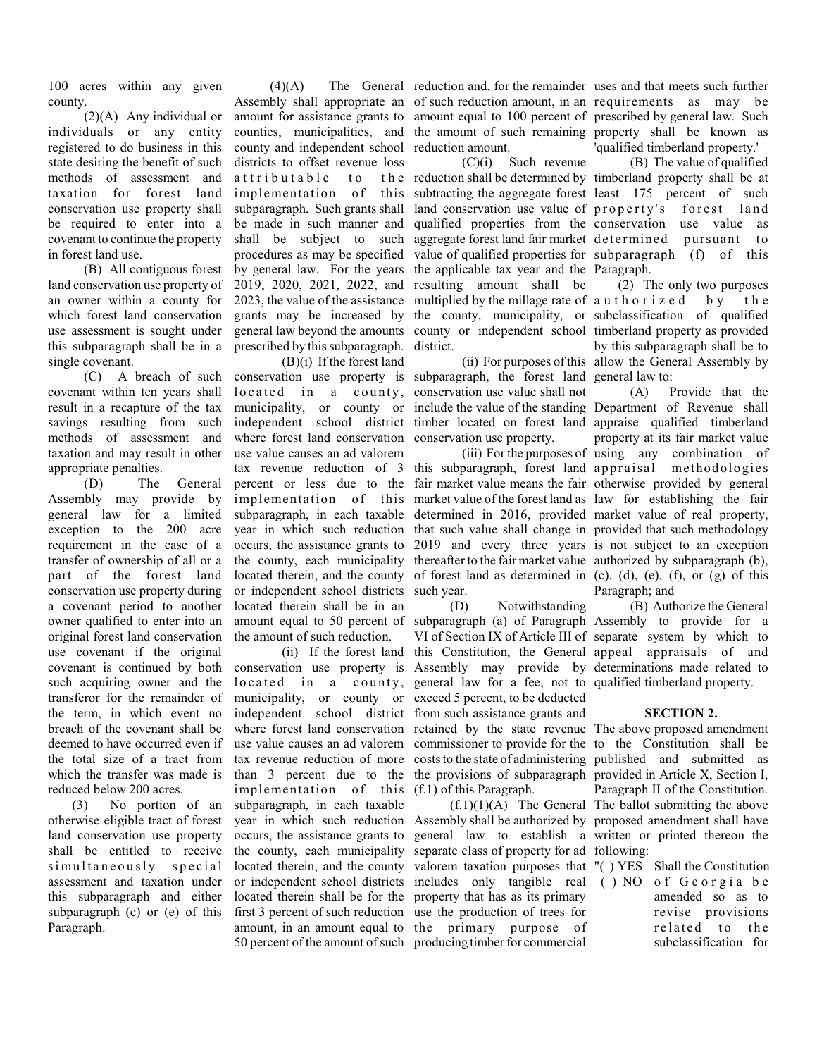100 acres within any given county.

(2)(A) Any individual or individuals or any entity registered to do business in this state desiring the benefit of such methods of assessment and taxation for forest land conservation use property shall be required to enter into a covenant to continue the property in forest land use.

(B) All contiguous forest land conservation use property of an owner within a county for which forest land conservation use assessment is sought under this subparagraph shall be in a single covenant.

(C) A breach of such covenant within ten years shall result in a recapture of the tax savings resulting from such methods of assessment and taxation and may result in other appropriate penalties.

(D) The General Assembly may provide by general law for a limited exception to the 200 acre requirement in the case of a transfer of ownership of all or a part of the forest land conservation use property during a covenant period to another owner qualified to enter into an original forest land conservation use covenant if the original covenant is continued by both such acquiring owner and the transferor for the remainder of the term, in which event no breach of the covenant shall be deemed to have occurred even if the total size of a tract from which the transfer was made is reduced below 200 acres.

(3) No portion of an otherwise eligible tract of forest land conservation use property shall be entitled to receive simultaneously special assessment and taxation under this subparagraph and either subparagraph (c) or (e) of this Paragraph.

(4)(A) The General Assembly shall appropriate an amount for assistance grants to counties, municipalities, and county and independent school districts to offset revenue loss attributable to the implementation of this subparagraph. Such grants shall be made in such manner and shall be subject to such procedures as may be specified by general law. For the years 2019, 2020, 2021, 2022, and 2023, the value of the assistance grants may be increased by general law beyond the amounts prescribed by this subparagraph.

(B)(i) If the forest land conservation use property is located in a county, municipality, or county or independent school district where forest land conservation use value causes an ad valorem tax revenue reduction of 3 percent or less due to the implementation of this subparagraph, in each taxable year in which such reduction occurs, the assistance grants to the county, each municipality located therein, and the county or independent school districts located therein shall be in an amount equal to 50 percent of the amount of such reduction.

(ii) If the forest land conservation use property is located in a county, municipality, or county or independent school district where forest land conservation use value causes an ad valorem tax revenue reduction of more than 3 percent due to the implementation of this subparagraph, in each taxable year in which such reduction occurs, the assistance grants to the county, each municipality located therein, and the county or independent school districts located therein shall be for the first 3 percent of such reduction amount, in an amount equal to 50 percent of the amount of such reduction and, for the remainder of such reduction amount, in an amount equal to 100 percent of the amount of such remaining reduction amount.

(C)(i) Such revenue reduction shall be determined by subtracting the aggregate forest land conservation use value of qualified properties from the aggregate forest land fair market value of qualified properties for the applicable tax year and the resulting amount shall be multiplied by the millage rate of the county, municipality, or county or independent school district.

(ii) For purposes of this subparagraph, the forest land conservation use value shall not include the value of the standing timber located on forest land conservation use property.

(iii) For the purposes of this subparagraph, forest land fair market value means the fair market value of the forest land as determined in 2016, provided that such value shall change in 2019 and every three years thereafter to the fair market value of forest land as determined in such year.

(D) Notwithstanding subparagraph (a) of Paragraph VI of Section IX of Article III of this Constitution, the General Assembly may provide by general law for a fee, not to exceed 5 percent, to be deducted from such assistance grants and retained by the state revenue commissioner to provide for the costs to the state of administering the provisions of subparagraph (f.1) of this Paragraph.

(f.1)(1)(A) The General Assembly shall be authorized by general law to establish a separate class of property for ad valorem taxation purposes that includes only tangible real property that has as its primary use the production of trees for the primary purpose of producing timber for commercial uses and that meets such further requirements as may be prescribed by general law. Such property shall be known as 'qualified timberland property.'

(B) The value of qualified timberland property shall be at least 175 percent of such property's forest land conservation use value as determined pursuant to subparagraph (f) of this Paragraph.

(2) The only two purposes authorized by the subclassification of qualified timberland property as provided by this subparagraph shall be to allow the General Assembly by general law to:

(A) Provide that the Department of Revenue shall appraise qualified timberland property at its fair market value using any combination of appraisal methodologies otherwise provided by general law for establishing the fair market value of real property, provided that such methodology is not subject to an exception authorized by subparagraph (b), (c), (d), (e), (f), or (g) of this Paragraph; and

(B) Authorize the General Assembly to provide for a separate system by which to appeal appraisals of and determinations made related to qualified timberland property.

**SECTION 2.**

The above proposed amendment to the Constitution shall be published and submitted as provided in Article X, Section I, Paragraph II of the Constitution. The ballot submitting the above proposed amendment shall have written or printed thereon the following:

"( ) YES Shall the Constitution
( ) NO of Georgia be amended so as to revise provisions related to the subclassification for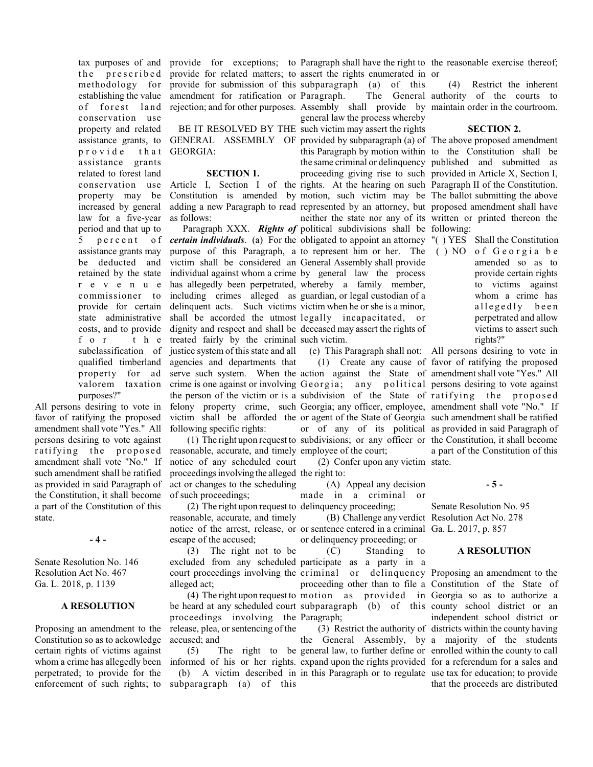tax purposes of and the prescribed methodology for establishing the value of forest land conservation use property and related assistance grants, to provide that assistance grants related to forest land conservation use property may be increased by general law for a five-year period and that up to 5 percent of assistance grants may be deducted and retained by the state revenue commissioner to provide for certain state administrative costs, and to provide for the subclassification of qualified timberland property for ad valorem taxation purposes?"

All persons desiring to vote in favor of ratifying the proposed amendment shall vote "Yes." All persons desiring to vote against ratifying the proposed amendment shall vote "No." If such amendment shall be ratified as provided in said Paragraph of the Constitution, it shall become a part of the Constitution of this state.

**- 4 -**

Senate Resolution No. 146
Resolution Act No. 467
Ga. L. 2018, p. 1139

**A RESOLUTION**

Proposing an amendment to the Constitution so as to ackowledge certain rights of victims against whom a crime has allegedly been perpetrated; to provide for the enforcement of such rights; to provide for exceptions; to provide for related matters; to provide for submission of this amendment for ratification or rejection; and for other purposes.

BE IT RESOLVED BY THE GENERAL ASSEMBLY OF GEORGIA:

**SECTION 1.**

Article I, Section I of the Constitution is amended by adding a new Paragraph to read as follows:

Paragraph XXX. ***Rights of certain individuals***. (a) For the purpose of this Paragraph, a victim shall be considered an individual against whom a crime has allegedly been perpetrated, including crimes alleged as delinquent acts. Such victims shall be accorded the utmost dignity and respect and shall be treated fairly by the criminal justice system of this state and all agencies and departments that serve such system. When the crime is one against or involving the person of the victim or is a felony property crime, such victim shall be afforded the following specific rights:

(1) The right upon request to reasonable, accurate, and timely notice of any scheduled court proceedings involving the alleged act or changes to the scheduling of such proceedings;

(2) The right upon request to reasonable, accurate, and timely notice of the arrest, release, or escape of the accused;

(3) The right not to be excluded from any scheduled court proceedings involving the alleged act;

(4) The right upon request to be heard at any scheduled court proceedings involving the release, plea, or sentencing of the accused; and

(5) The right to be informed of his or her rights.

(b) A victim described in subparagraph (a) of this Paragraph shall have the right to assert the rights enumerated in subparagraph (a) of this Paragraph. The General Assembly shall provide by general law the process whereby such victim may assert the rights provided by subparagraph (a) of this Paragraph by motion within the same criminal or delinquency proceeding giving rise to such rights. At the hearing on such motion, such victim may be represented by an attorney, but neither the state nor any of its political subdivisions shall be obligated to appoint an attorney to represent him or her. The General Assembly shall provide by general law the process whereby a family member, guardian, or legal custodian of a victim when he or she is a minor, legally incapacitated, or deceased may assert the rights of such victim.

(c) This Paragraph shall not:

(1) Create any cause of action against the State of Georgia; any political subdivision of the State of Georgia; any officer, employee, or agent of the State of Georgia or of any of its political subdivisions; or any officer or employee of the court;

(2) Confer upon any victim the right to:

(A) Appeal any decision made in a criminal or delinquency proceeding;

(B) Challenge any verdict or sentence entered in a criminal or delinquency proceeding; or

(C) Standing to participate as a party in a criminal or delinquency proceeding other than to file a motion as provided in subparagraph (b) of this Paragraph;

(3) Restrict the authority of the General Assembly, by general law, to further define or expand upon the rights provided in this Paragraph or to regulate the reasonable exercise thereof; or

(4) Restrict the inherent authority of the courts to maintain order in the courtroom.

**SECTION 2.**

The above proposed amendment to the Constitution shall be published and submitted as provided in Article X, Section I, Paragraph II of the Constitution. The ballot submitting the above proposed amendment shall have written or printed thereon the following:

"( ) YES Shall the Constitution
( ) NO of Georgia be amended so as to provide certain rights to victims against whom a crime has allegedly been perpetrated and allow victims to assert such rights?"

All persons desiring to vote in favor of ratifying the proposed amendment shall vote "Yes." All persons desiring to vote against ratifying the proposed amendment shall vote "No." If such amendment shall be ratified as provided in said Paragraph of the Constitution, it shall become a part of the Constitution of this state.

**- 5 -**

Senate Resolution No. 95
Resolution Act No. 278
Ga. L. 2017, p. 857

**A RESOLUTION**

Proposing an amendment to the Constitution of the State of Georgia so as to authorize a county school district or an independent school district or districts within the county having a majority of the students enrolled within the county to call for a referendum for a sales and use tax for education; to provide that the proceeds are distributed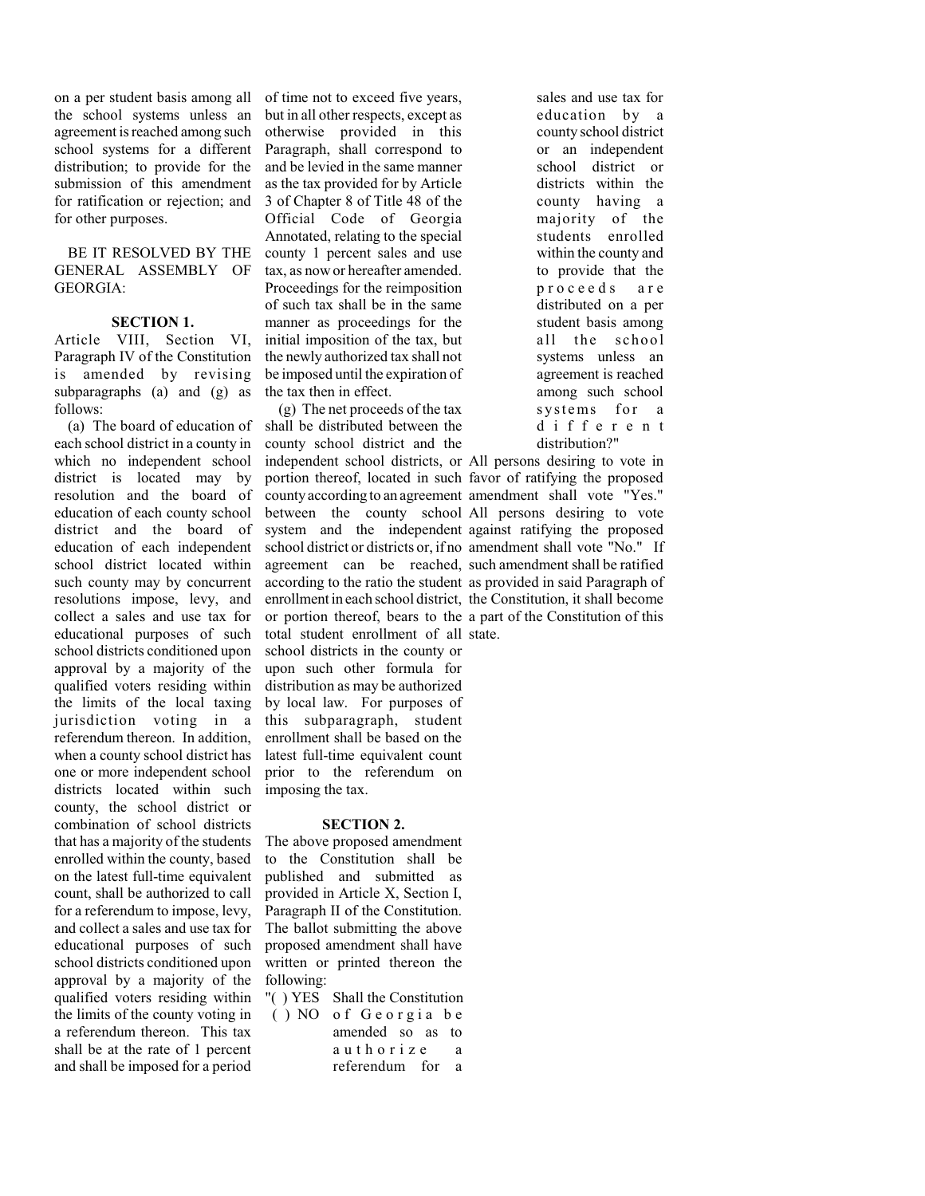on a per student basis among all the school systems unless an agreement is reached among such school systems for a different distribution; to provide for the submission of this amendment for ratification or rejection; and for other purposes.

BE IT RESOLVED BY THE GENERAL ASSEMBLY OF GEORGIA:

**SECTION 1.**

Article VIII, Section VI, Paragraph IV of the Constitution is amended by revising subparagraphs (a) and (g) as follows:

(a) The board of education of each school district in a county in which no independent school district is located may by resolution and the board of education of each county school district and the board of education of each independent school district located within such county may by concurrent resolutions impose, levy, and collect a sales and use tax for educational purposes of such school districts conditioned upon approval by a majority of the qualified voters residing within the limits of the local taxing jurisdiction voting in a referendum thereon. In addition, when a county school district has one or more independent school districts located within such county, the school district or combination of school districts that has a majority of the students enrolled within the county, based on the latest full-time equivalent count, shall be authorized to call for a referendum to impose, levy, and collect a sales and use tax for educational purposes of such school districts conditioned upon approval by a majority of the qualified voters residing within the limits of the county voting in a referendum thereon. This tax shall be at the rate of 1 percent and shall be imposed for a period of time not to exceed five years, but in all other respects, except as otherwise provided in this Paragraph, shall correspond to and be levied in the same manner as the tax provided for by Article 3 of Chapter 8 of Title 48 of the Official Code of Georgia Annotated, relating to the special county 1 percent sales and use tax, as now or hereafter amended. Proceedings for the reimposition of such tax shall be in the same manner as proceedings for the initial imposition of the tax, but the newly authorized tax shall not be imposed until the expiration of the tax then in effect.

(g) The net proceeds of the tax shall be distributed between the county school district and the independent school districts, or portion thereof, located in such county according to an agreement between the county school system and the independent school district or districts or, if no agreement can be reached, according to the ratio the student enrollment in each school district, or portion thereof, bears to the total student enrollment of all school districts in the county or upon such other formula for distribution as may be authorized by local law. For purposes of this subparagraph, student enrollment shall be based on the latest full-time equivalent count prior to the referendum on imposing the tax.

**SECTION 2.**

The above proposed amendment to the Constitution shall be published and submitted as provided in Article X, Section I, Paragraph II of the Constitution. The ballot submitting the above proposed amendment shall have written or printed thereon the following:

"( ) YES
( ) NO

Shall the Constitution of Georgia be amended so as to authorize a referendum for a sales and use tax for education by a county school district or an independent school district or districts within the county having a majority of the students enrolled within the county and to provide that the proceeds are distributed on a per student basis among all the school systems unless an agreement is reached among such school systems for a different distribution?"

All persons desiring to vote in favor of ratifying the proposed amendment shall vote "Yes." All persons desiring to vote against ratifying the proposed amendment shall vote "No." If such amendment shall be ratified as provided in said Paragraph of the Constitution, it shall become a part of the Constitution of this state.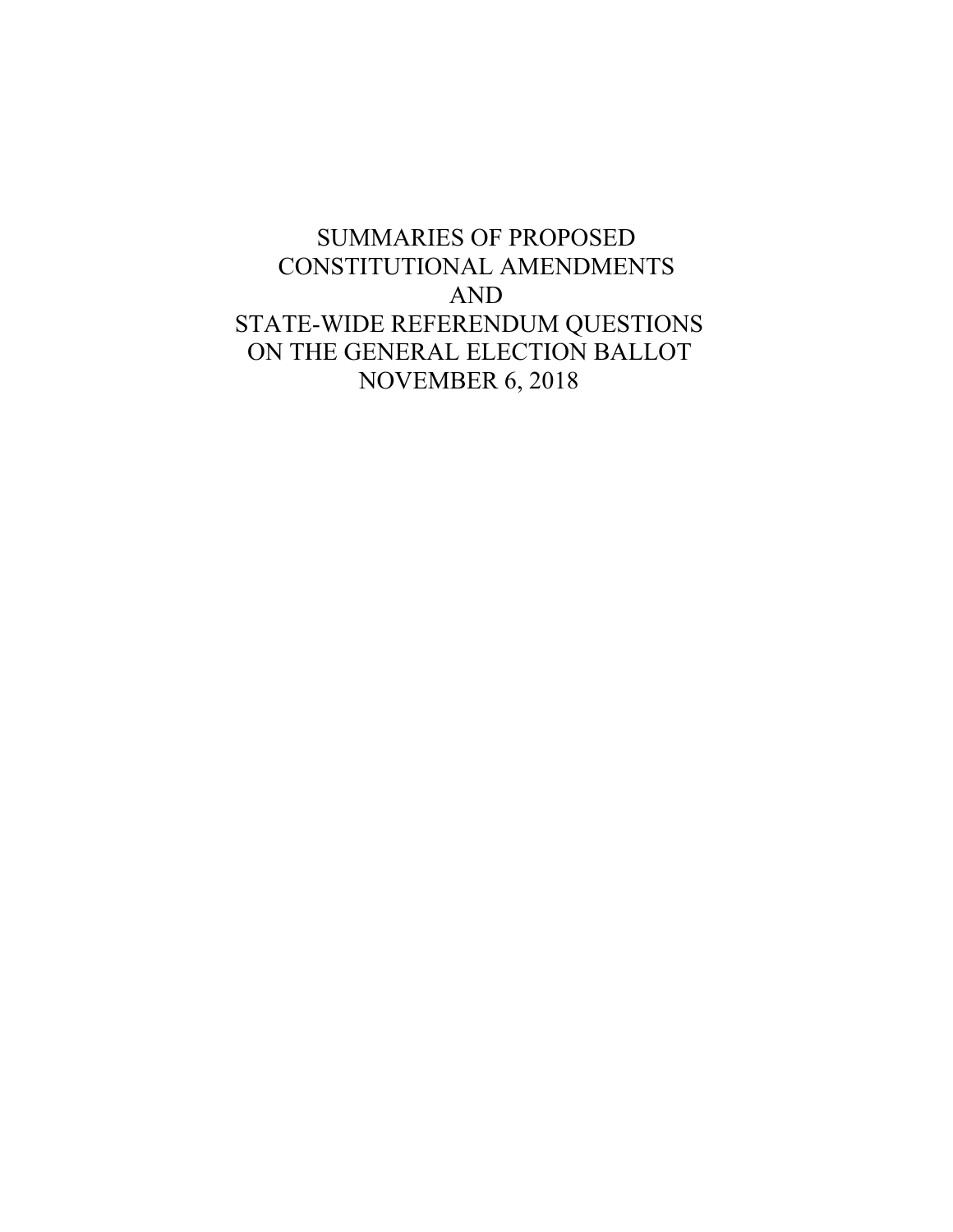# SUMMARIES OF PROPOSED CONSTITUTIONAL AMENDMENTS AND STATE-WIDE REFERENDUM QUESTIONS ON THE GENERAL ELECTION BALLOT NOVEMBER 6, 2018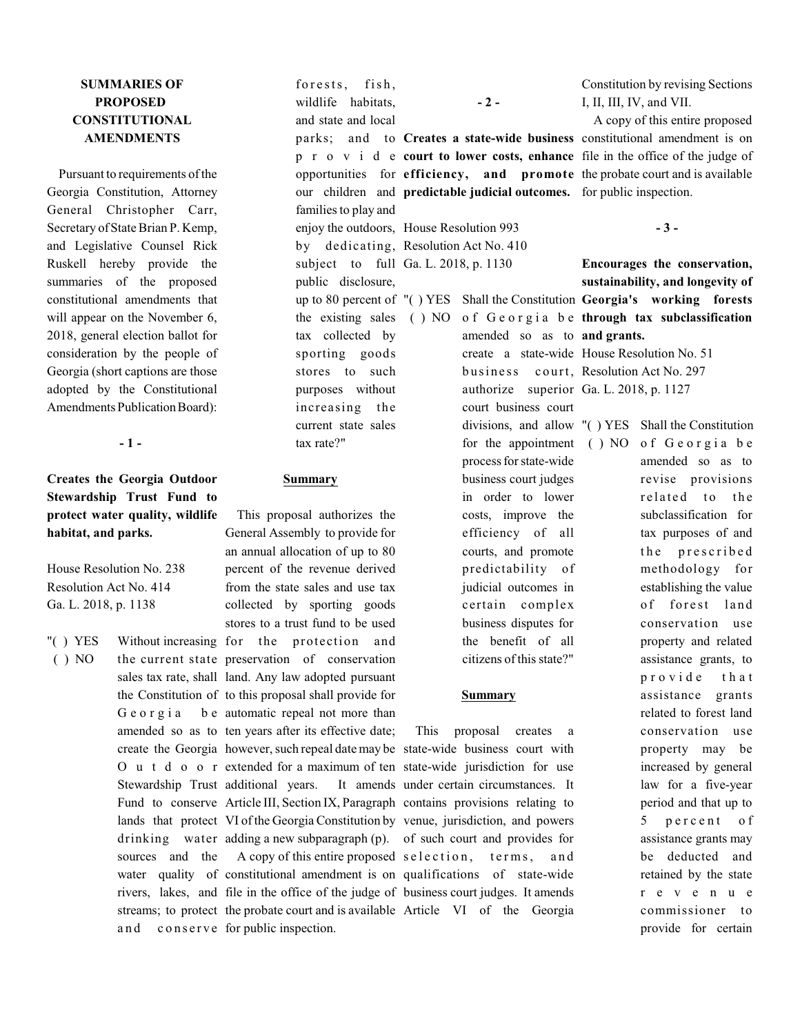## SUMMARIES OF PROPOSED CONSTITUTIONAL AMENDMENTS

Pursuant to requirements of the Georgia Constitution, Attorney General Christopher Carr, Secretary of State Brian P. Kemp, and Legislative Counsel Rick Ruskell hereby provide the summaries of the proposed constitutional amendments that will appear on the November 6, 2018, general election ballot for consideration by the people of Georgia (short captions are those adopted by the Constitutional Amendments Publication Board):

**- 1 -**

**Creates the Georgia Outdoor Stewardship Trust Fund to protect water quality, wildlife habitat, and parks.**

House Resolution No. 238
Resolution Act No. 414
Ga. L. 2018, p. 1138

"( ) YES
( ) NO

Without increasing the current state sales tax rate, shall the Constitution of Georgia be amended so as to create the Georgia Outdoor Stewardship Trust Fund to conserve lands that protect drinking water sources and the water quality of rivers, lakes, and streams; to protect and conserve forests, fish, wildlife habitats, and state and local parks; and to provide opportunities for our children and families to play and enjoy the outdoors, by dedicating, subject to full public disclosure, up to 80 percent of the existing sales tax collected by sporting goods stores to such purposes without increasing the current state sales tax rate?"

**Summary**

This proposal authorizes the General Assembly to provide for an annual allocation of up to 80 percent of the revenue derived from the state sales and use tax collected by sporting goods stores to a trust fund to be used for the protection and preservation of conservation land. Any law adopted pursuant to this proposal shall provide for automatic repeal not more than ten years after its effective date; however, such repeal date may be extended for a maximum of ten additional years. It amends Article III, Section IX, Paragraph VI of the Georgia Constitution by adding a new subparagraph (p).

A copy of this entire proposed constitutional amendment is on file in the office of the judge of the probate court and is available for public inspection.

**- 2 -**

**Creates a state-wide business court to lower costs, enhance efficiency, and promote predictable judicial outcomes.**

House Resolution 993
Resolution Act No. 410
Ga. L. 2018, p. 1130

"( ) YES
( ) NO

Shall the Constitution of Georgia be amended so as to create a state-wide business court, authorize superior court business court divisions, and allow for the appointment process for state-wide business court judges in order to lower costs, improve the efficiency of all courts, and promote predictability of judicial outcomes in certain complex business disputes for the benefit of all citizens of this state?"

**Summary**

This proposal creates a state-wide business court with state-wide jurisdiction for use under certain circumstances. It contains provisions relating to venue, jurisdiction, and powers of such court and provides for selection, terms, and qualifications of state-wide business court judges. It amends Article VI of the Georgia Constitution by revising Sections I, II, III, IV, and VII.

A copy of this entire proposed constitutional amendment is on file in the office of the judge of the probate court and is available for public inspection.

**- 3 -**

**Encourages the conservation, sustainability, and longevity of Georgia's working forests through tax subclassification and grants.**

House Resolution No. 51
Resolution Act No. 297
Ga. L. 2018, p. 1127

"( ) YES
( ) NO

Shall the Constitution of Georgia be amended so as to revise provisions related to the subclassification for tax purposes of and the prescribed methodology for establishing the value of forest land conservation use property and related assistance grants, to provide that assistance grants related to forest land conservation use property may be increased by general law for a five-year period and that up to 5 percent of assistance grants may be deducted and retained by the state revenue commissioner to provide for certain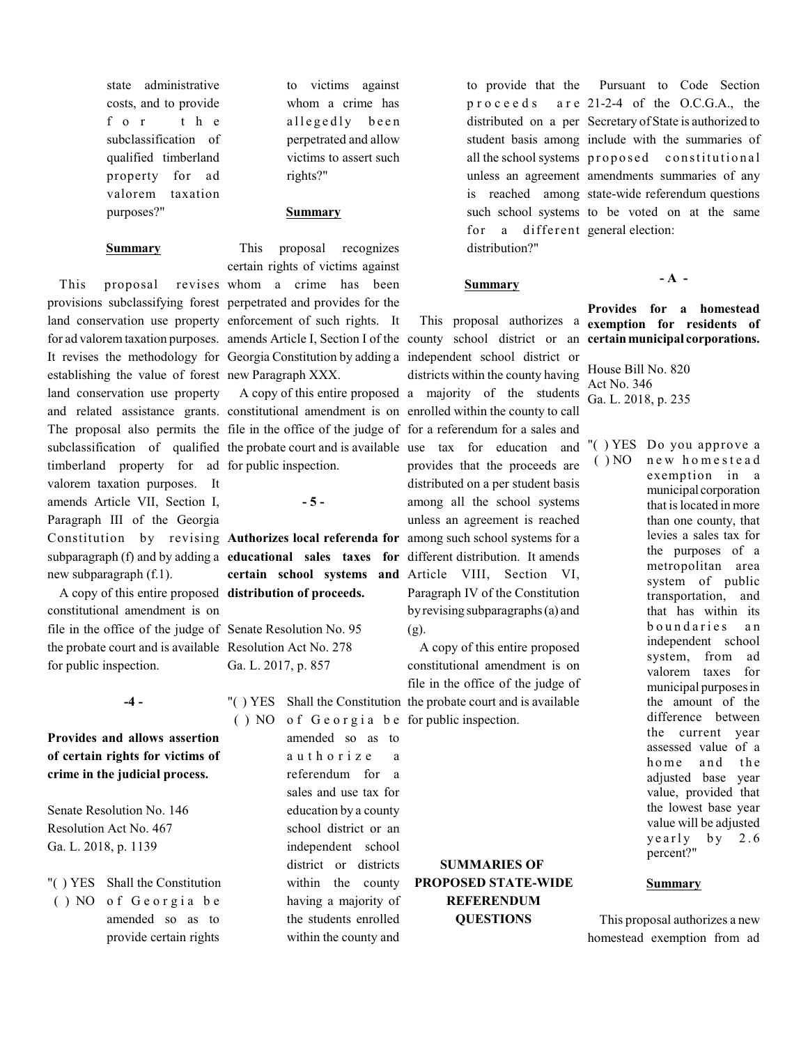state administrative costs, and to provide for the subclassification of qualified timberland property for ad valorem taxation purposes?"

**Summary**

This proposal revises provisions subclassifying forest land conservation use property for ad valorem taxation purposes. It revises the methodology for establishing the value of forest land conservation use property and related assistance grants. The proposal also permits the subclassification of qualified timberland property for ad valorem taxation purposes. It amends Article VII, Section I, Paragraph III of the Georgia Constitution by revising subparagraph (f) and by adding a new subparagraph (f.1).

A copy of this entire proposed constitutional amendment is on file in the office of the judge of the probate court and is available for public inspection.

**-4 -**

**Provides and allows assertion of certain rights for victims of crime in the judicial process.**

Senate Resolution No. 146
Resolution Act No. 467
Ga. L. 2018, p. 1139

"( ) YES
( ) NO

Shall the Constitution of Georgia be amended so as to provide certain rights to victims against whom a crime has allegedly been perpetrated and allow victims to assert such rights?"

**Summary**

This proposal recognizes certain rights of victims against whom a crime has been perpetrated and provides for the enforcement of such rights. It amends Article I, Section I of the Georgia Constitution by adding a new Paragraph XXX.

A copy of this entire proposed constitutional amendment is on file in the office of the judge of the probate court and is available for public inspection.

**- 5 -**

**Authorizes local referenda for educational sales taxes for certain school systems and distribution of proceeds.**

Senate Resolution No. 95
Resolution Act No. 278
Ga. L. 2017, p. 857

"( ) YES
( ) NO

Shall the Constitution of Georgia be amended so as to authorize a referendum for a sales and use tax for education by a county school district or an independent school district or districts within the county having a majority of the students enrolled within the county and to provide that the proceeds are distributed on a per student basis among all the school systems unless an agreement is reached among such school systems for a different distribution?"

**Summary**

This proposal authorizes a county school district or an independent school district or districts within the county having a majority of the students enrolled within the county to call for a referendum for a sales and use tax for education and provides that the proceeds are distributed on a per student basis among all the school systems unless an agreement is reached among such school systems for a different distribution. It amends Article VIII, Section VI, Paragraph IV of the Constitution by revising subparagraphs (a) and (g).

A copy of this entire proposed constitutional amendment is on file in the office of the judge of the probate court and is available for public inspection.

## SUMMARIES OF PROPOSED STATE-WIDE REFERENDUM QUESTIONS

Pursuant to Code Section 21-2-4 of the O.C.G.A., the Secretary of State is authorized to include with the summaries of proposed constitutional amendments summaries of any state-wide referendum questions to be voted on at the same general election:

**- A -**

**Provides for a homestead exemption for residents of certain municipal corporations.**

House Bill No. 820
Act No. 346
Ga. L. 2018, p. 235

"( ) YES
( ) NO

Do you approve a new homestead exemption in a municipal corporation that is located in more than one county, that levies a sales tax for the purposes of a metropolitan area system of public transportation, and that has within its boundaries an independent school system, from ad valorem taxes for municipal purposes in the amount of the difference between the current year assessed value of a home and the adjusted base year value, provided that the lowest base year value will be adjusted yearly by 2.6 percent?"

**Summary**

This proposal authorizes a new homestead exemption from ad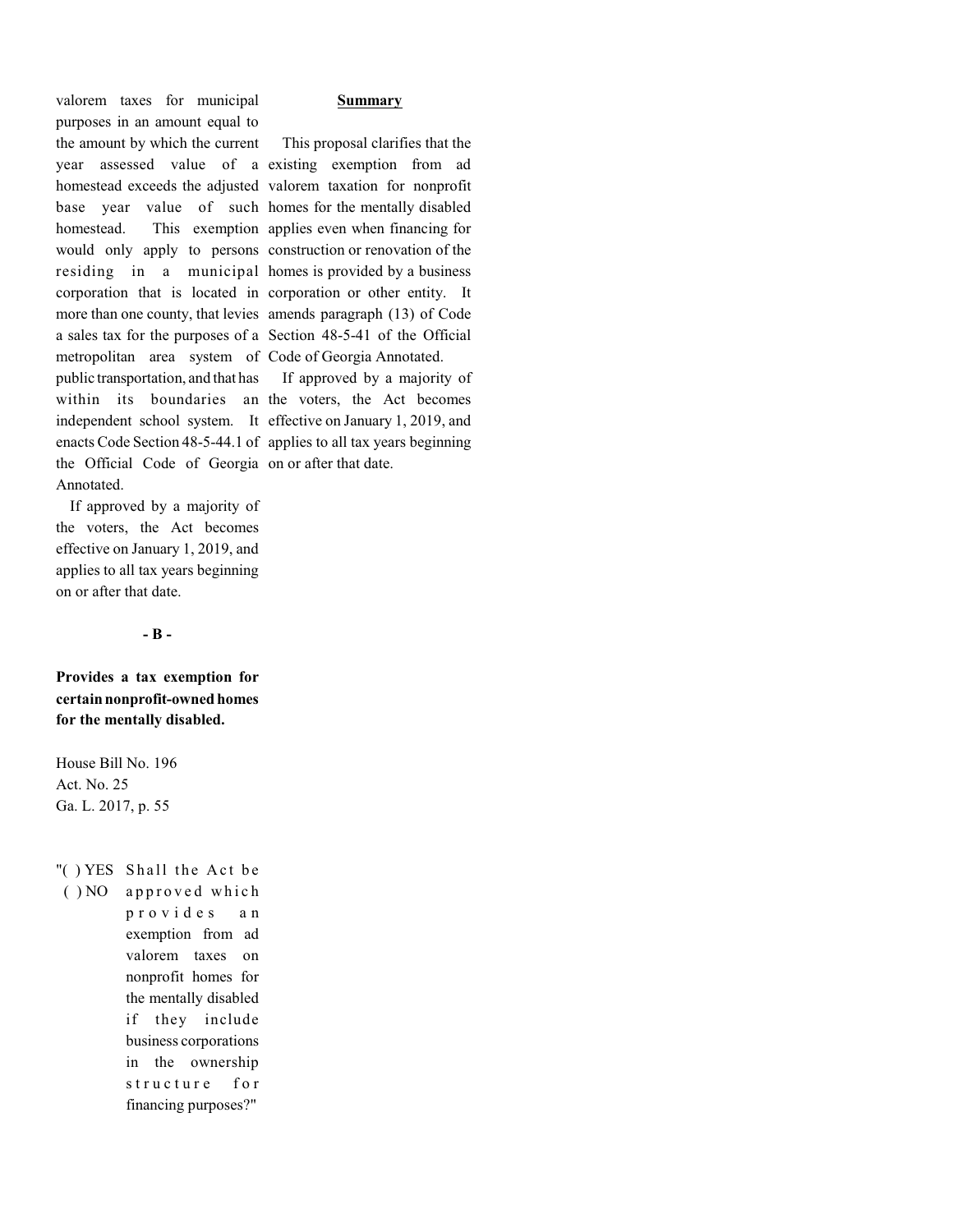valorem taxes for municipal purposes in an amount equal to the amount by which the current year assessed value of a homestead exceeds the adjusted base year value of such homestead. This exemption would only apply to persons residing in a municipal corporation that is located in more than one county, that levies a sales tax for the purposes of a metropolitan area system of public transportation, and that has within its boundaries an independent school system. It enacts Code Section 48-5-44.1 of the Official Code of Georgia Annotated.

If approved by a majority of the voters, the Act becomes effective on January 1, 2019, and applies to all tax years beginning on or after that date.

**- B -**

**Provides a tax exemption for certain nonprofit-owned homes for the mentally disabled.**

House Bill No. 196
Act. No. 25
Ga. L. 2017, p. 55

"( ) YES
( ) NO

Shall the Act be approved which provides an exemption from ad valorem taxes on nonprofit homes for the mentally disabled if they include business corporations in the ownership structure for financing purposes?"

**Summary**

This proposal clarifies that the existing exemption from ad valorem taxation for nonprofit homes for the mentally disabled applies even when financing for construction or renovation of the homes is provided by a business corporation or other entity. It amends paragraph (13) of Code Section 48-5-41 of the Official Code of Georgia Annotated.

If approved by a majority of the voters, the Act becomes effective on January 1, 2019, and applies to all tax years beginning on or after that date.